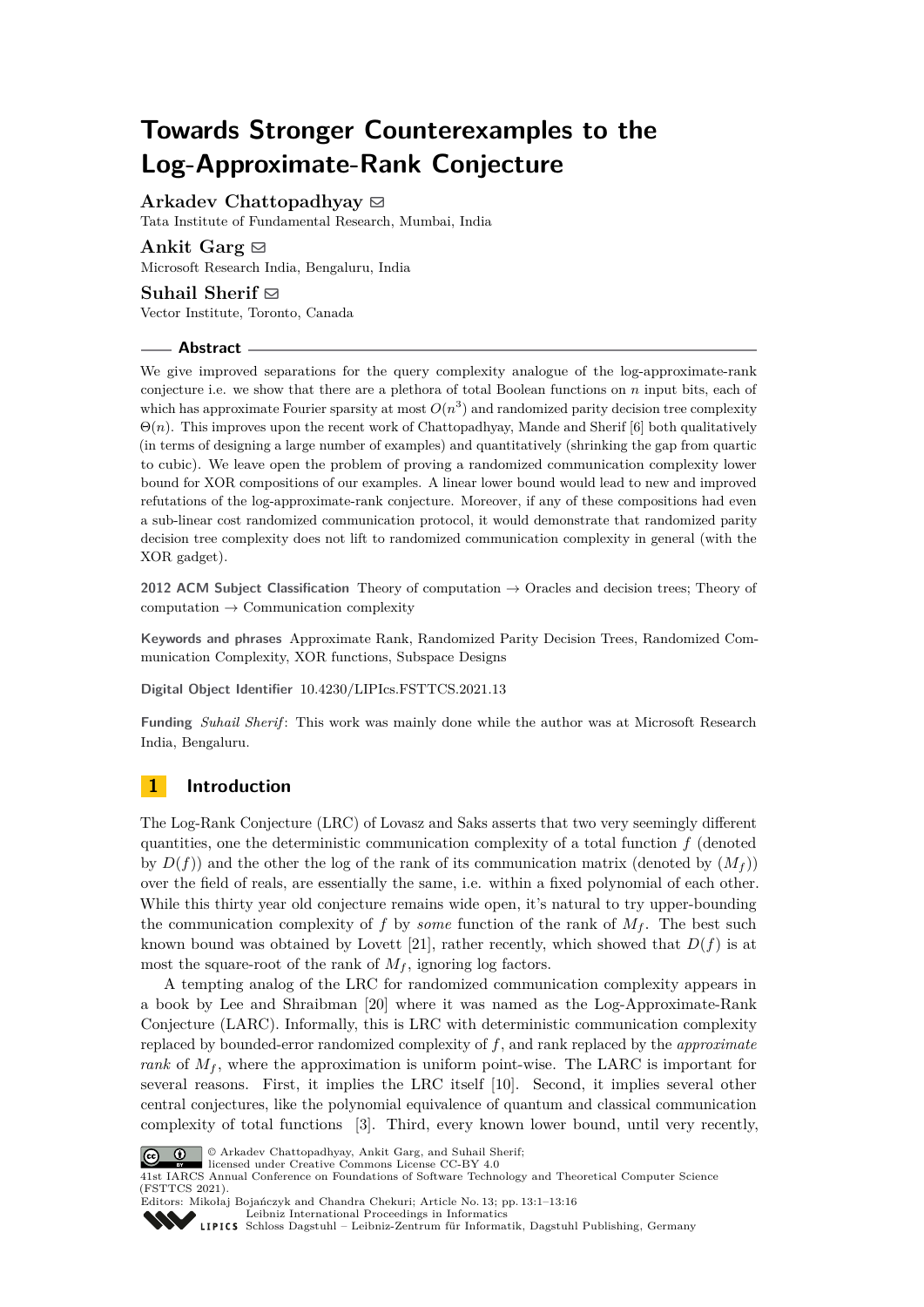# Towards Stronger Counterexamples to the Log-Approximate-Rank Conjecture

**Arkadev Chattopadhyay**
Tata Institute of Fundamental Research, Mumbai, India

**Ankit Garg**
Microsoft Research India, Bengaluru, India

**Suhail Sherif**
Vector Institute, Toronto, Canada

## Abstract

We give improved separations for the query complexity analogue of the log-approximate-rank conjecture i.e. we show that there are a plethora of total Boolean functions on $n$ input bits, each of which has approximate Fourier sparsity at most $O(n^3)$ and randomized parity decision tree complexity $\Theta(n)$. This improves upon the recent work of Chattopadhyay, Mande and Sherif [6] both qualitatively (in terms of designing a large number of examples) and quantitatively (shrinking the gap from quartic to cubic). We leave open the problem of proving a randomized communication complexity lower bound for XOR compositions of our examples. A linear lower bound would lead to new and improved refutations of the log-approximate-rank conjecture. Moreover, if any of these compositions had even a sub-linear cost randomized communication protocol, it would demonstrate that randomized parity decision tree complexity does not lift to randomized communication complexity in general (with the XOR gadget).

**2012 ACM Subject Classification** Theory of computation → Oracles and decision trees; Theory of computation → Communication complexity

**Keywords and phrases** Approximate Rank, Randomized Parity Decision Trees, Randomized Communication Complexity, XOR functions, Subspace Designs

**Digital Object Identifier** 10.4230/LIPIcs.FSTTCS.2021.13

**Funding** *Suhail Sherif*: This work was mainly done while the author was at Microsoft Research India, Bengaluru.

## 1 Introduction

The Log-Rank Conjecture (LRC) of Lovasz and Saks asserts that two very seemingly different quantities, one the deterministic communication complexity of a total function $f$ (denoted by $D(f)$) and the other the log of the rank of its communication matrix (denoted by $(M_f)$) over the field of reals, are essentially the same, i.e. within a fixed polynomial of each other. While this thirty year old conjecture remains wide open, it's natural to try upper-bounding the communication complexity of $f$ by *some* function of the rank of $M_f$. The best such known bound was obtained by Lovett [21], rather recently, which showed that $D(f)$ is at most the square-root of the rank of $M_f$, ignoring log factors.

A tempting analog of the LRC for randomized communication complexity appears in a book by Lee and Shraibman [20] where it was named as the Log-Approximate-Rank Conjecture (LARC). Informally, this is LRC with deterministic communication complexity replaced by bounded-error randomized complexity of $f$, and rank replaced by the *approximate rank* of $M_f$, where the approximation is uniform point-wise. The LARC is important for several reasons. First, it implies the LRC itself [10]. Second, it implies several other central conjectures, like the polynomial equivalence of quantum and classical communication complexity of total functions [3]. Third, every known lower bound, until very recently,

© Arkadev Chattopadhyay, Ankit Garg, and Suhail Sherif;
licensed under Creative Commons License CC-BY 4.0
41st IARCS Annual Conference on Foundations of Software Technology and Theoretical Computer Science (FSTTCS 2021).
Editors: Mikołaj Bojańczyk and Chandra Chekuri; Article No. 13; pp. 13:1–13:16
Leibniz International Proceedings in Informatics
Schloss Dagstuhl – Leibniz-Zentrum für Informatik, Dagstuhl Publishing, Germany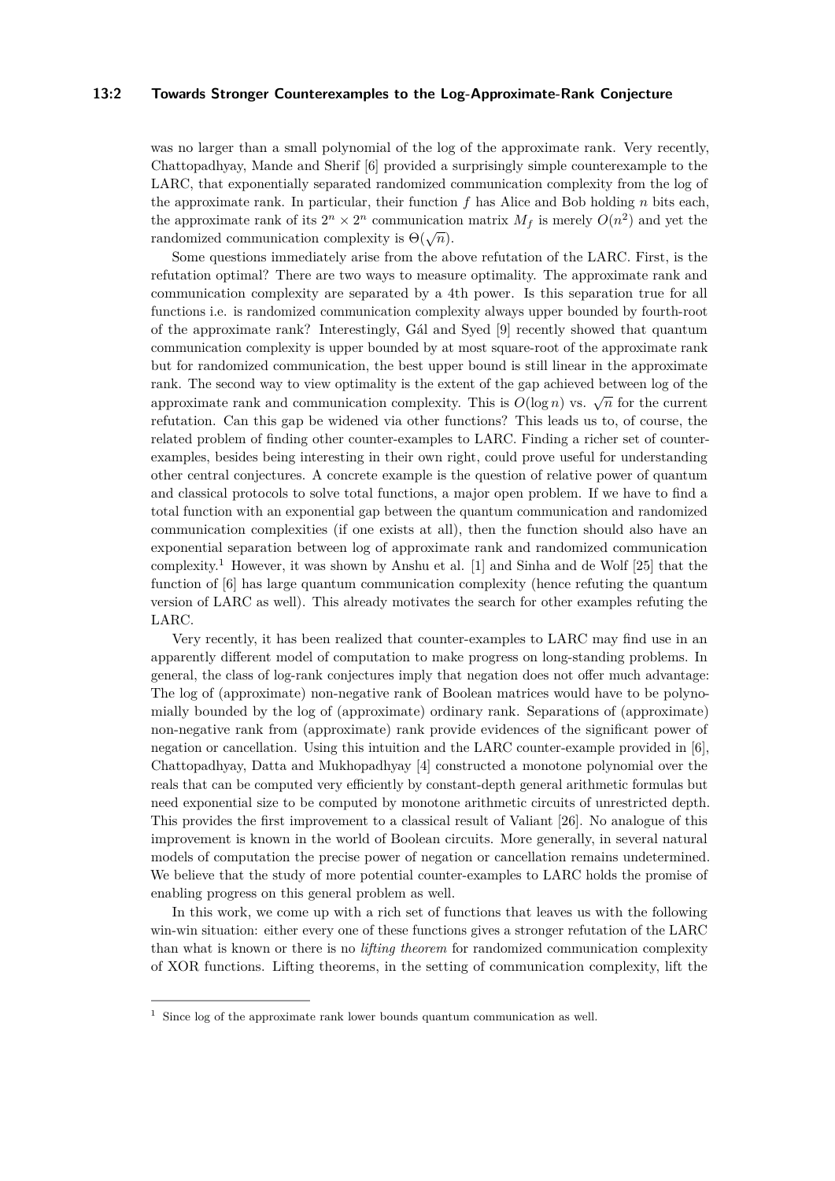was no larger than a small polynomial of the log of the approximate rank. Very recently, Chattopadhyay, Mande and Sherif [6] provided a surprisingly simple counterexample to the LARC, that exponentially separated randomized communication complexity from the log of the approximate rank. In particular, their function $f$ has Alice and Bob holding $n$ bits each, the approximate rank of its $2^n \times 2^n$ communication matrix $M_f$ is merely $O(n^2)$ and yet the randomized communication complexity is $\Theta(\sqrt{n})$.

Some questions immediately arise from the above refutation of the LARC. First, is the refutation optimal? There are two ways to measure optimality. The approximate rank and communication complexity are separated by a 4th power. Is this separation true for all functions i.e. is randomized communication complexity always upper bounded by fourth-root of the approximate rank? Interestingly, Gál and Syed [9] recently showed that quantum communication complexity is upper bounded by at most square-root of the approximate rank but for randomized communication, the best upper bound is still linear in the approximate rank. The second way to view optimality is the extent of the gap achieved between log of the approximate rank and communication complexity. This is $O(\log n)$ vs. $\sqrt{n}$ for the current refutation. Can this gap be widened via other functions? This leads us to, of course, the related problem of finding other counter-examples to LARC. Finding a richer set of counter-examples, besides being interesting in their own right, could prove useful for understanding other central conjectures. A concrete example is the question of relative power of quantum and classical protocols to solve total functions, a major open problem. If we have to find a total function with an exponential gap between the quantum communication and randomized communication complexities (if one exists at all), then the function should also have an exponential separation between log of approximate rank and randomized communication complexity.[1] However, it was shown by Anshu et al. [1] and Sinha and de Wolf [25] that the function of [6] has large quantum communication complexity (hence refuting the quantum version of LARC as well). This already motivates the search for other examples refuting the LARC.

Very recently, it has been realized that counter-examples to LARC may find use in an apparently different model of computation to make progress on long-standing problems. In general, the class of log-rank conjectures imply that negation does not offer much advantage: The log of (approximate) non-negative rank of Boolean matrices would have to be polynomially bounded by the log of (approximate) ordinary rank. Separations of (approximate) non-negative rank from (approximate) rank provide evidences of the significant power of negation or cancellation. Using this intuition and the LARC counter-example provided in [6], Chattopadhyay, Datta and Mukhopadhyay [4] constructed a monotone polynomial over the reals that can be computed very efficiently by constant-depth general arithmetic formulas but need exponential size to be computed by monotone arithmetic circuits of unrestricted depth. This provides the first improvement to a classical result of Valiant [26]. No analogue of this improvement is known in the world of Boolean circuits. More generally, in several natural models of computation the precise power of negation or cancellation remains undetermined. We believe that the study of more potential counter-examples to LARC holds the promise of enabling progress on this general problem as well.

In this work, we come up with a rich set of functions that leaves us with the following win-win situation: either every one of these functions gives a stronger refutation of the LARC than what is known or there is no *lifting theorem* for randomized communication complexity of XOR functions. Lifting theorems, in the setting of communication complexity, lift the

[1] Since log of the approximate rank lower bounds quantum communication as well.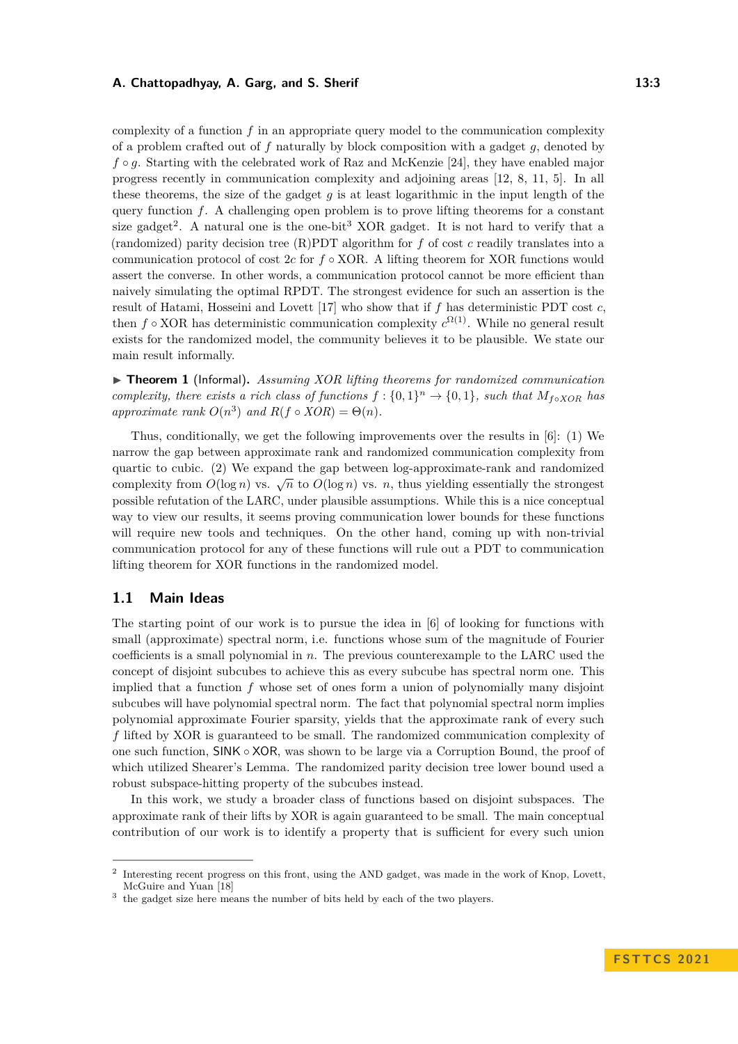complexity of a function $f$ in an appropriate query model to the communication complexity of a problem crafted out of $f$ naturally by block composition with a gadget $g$, denoted by $f \circ g$. Starting with the celebrated work of Raz and McKenzie [24], they have enabled major progress recently in communication complexity and adjoining areas [12, 8, 11, 5]. In all these theorems, the size of the gadget $g$ is at least logarithmic in the input length of the query function $f$. A challenging open problem is to prove lifting theorems for a constant size gadget[2]. A natural one is the one-bit[3] XOR gadget. It is not hard to verify that a (randomized) parity decision tree (R)PDT algorithm for $f$ of cost $c$ readily translates into a communication protocol of cost $2c$ for $f \circ \text{XOR}$. A lifting theorem for XOR functions would assert the converse. In other words, a communication protocol cannot be more efficient than naively simulating the optimal RPDT. The strongest evidence for such an assertion is the result of Hatami, Hosseini and Lovett [17] who show that if $f$ has deterministic PDT cost $c$, then $f \circ \text{XOR}$ has deterministic communication complexity $c^{\Omega(1)}$. While no general result exists for the randomized model, the community believes it to be plausible. We state our main result informally.

▶ **Theorem 1** (Informal). *Assuming XOR lifting theorems for randomized communication complexity, there exists a rich class of functions $f : \{0, 1\}^n \to \{0, 1\}$, such that $M_{f \circ XOR}$ has approximate rank $O(n^3)$ and $R(f \circ XOR) = \Theta(n)$.*

Thus, conditionally, we get the following improvements over the results in [6]: (1) We narrow the gap between approximate rank and randomized communication complexity from quartic to cubic. (2) We expand the gap between log-approximate-rank and randomized complexity from $O(\log n)$ vs. $\sqrt{n}$ to $O(\log n)$ vs. $n$, thus yielding essentially the strongest possible refutation of the LARC, under plausible assumptions. While this is a nice conceptual way to view our results, it seems proving communication lower bounds for these functions will require new tools and techniques. On the other hand, coming up with non-trivial communication protocol for any of these functions will rule out a PDT to communication lifting theorem for XOR functions in the randomized model.

## 1.1 Main Ideas

The starting point of our work is to pursue the idea in [6] of looking for functions with small (approximate) spectral norm, i.e. functions whose sum of the magnitude of Fourier coefficients is a small polynomial in $n$. The previous counterexample to the LARC used the concept of disjoint subcubes to achieve this as every subcube has spectral norm one. This implied that a function $f$ whose set of ones form a union of polynomially many disjoint subcubes will have polynomial spectral norm. The fact that polynomial spectral norm implies polynomial approximate Fourier sparsity, yields that the approximate rank of every such $f$ lifted by XOR is guaranteed to be small. The randomized communication complexity of one such function, $\mathsf{SINK} \circ \mathsf{XOR}$, was shown to be large via a Corruption Bound, the proof of which utilized Shearer's Lemma. The randomized parity decision tree lower bound used a robust subspace-hitting property of the subcubes instead.

In this work, we study a broader class of functions based on disjoint subspaces. The approximate rank of their lifts by XOR is again guaranteed to be small. The main conceptual contribution of our work is to identify a property that is sufficient for every such union

---

[2] Interesting recent progress on this front, using the AND gadget, was made in the work of Knop, Lovett, McGuire and Yuan [18]

[3] the gadget size here means the number of bits held by each of the two players.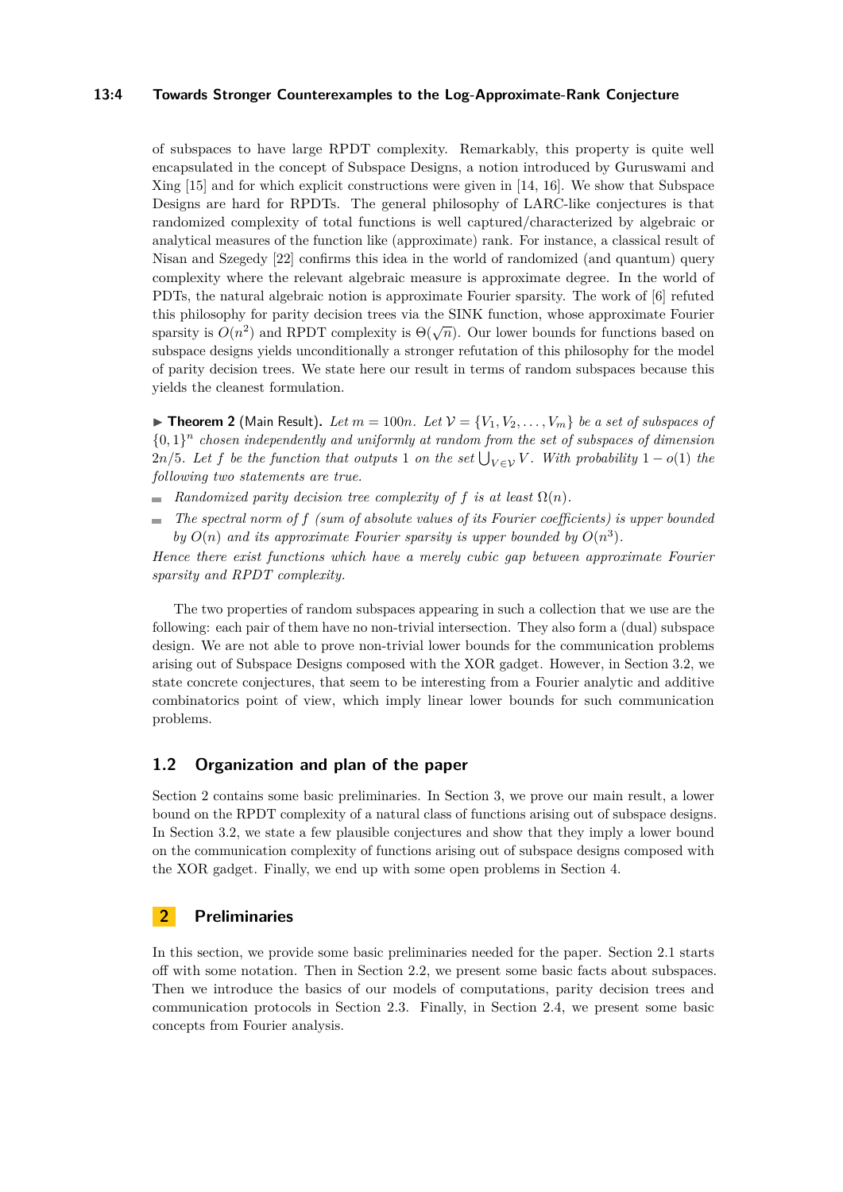of subspaces to have large RPDT complexity. Remarkably, this property is quite well encapsulated in the concept of Subspace Designs, a notion introduced by Guruswami and Xing [15] and for which explicit constructions were given in [14, 16]. We show that Subspace Designs are hard for RPDTs. The general philosophy of LARC-like conjectures is that randomized complexity of total functions is well captured/characterized by algebraic or analytical measures of the function like (approximate) rank. For instance, a classical result of Nisan and Szegedy [22] confirms this idea in the world of randomized (and quantum) query complexity where the relevant algebraic measure is approximate degree. In the world of PDTs, the natural algebraic notion is approximate Fourier sparsity. The work of [6] refuted this philosophy for parity decision trees via the SINK function, whose approximate Fourier sparsity is $O(n^2)$ and RPDT complexity is $\Theta(\sqrt{n})$. Our lower bounds for functions based on subspace designs yields unconditionally a stronger refutation of this philosophy for the model of parity decision trees. We state here our result in terms of random subspaces because this yields the cleanest formulation.

▶ **Theorem 2** (Main Result). *Let $m = 100n$. Let $\mathcal{V} = \{V_1, V_2, \ldots, V_m\}$ be a set of subspaces of $\{0,1\}^n$ chosen independently and uniformly at random from the set of subspaces of dimension $2n/5$. Let $f$ be the function that outputs 1 on the set $\bigcup_{V \in \mathcal{V}} V$. With probability $1 - o(1)$ the following two statements are true.*

- *Randomized parity decision tree complexity of $f$ is at least $\Omega(n)$.*
- *The spectral norm of $f$ (sum of absolute values of its Fourier coefficients) is upper bounded by $O(n)$ and its approximate Fourier sparsity is upper bounded by $O(n^3)$.*

*Hence there exist functions which have a merely cubic gap between approximate Fourier sparsity and RPDT complexity.*

The two properties of random subspaces appearing in such a collection that we use are the following: each pair of them have no non-trivial intersection. They also form a (dual) subspace design. We are not able to prove non-trivial lower bounds for the communication problems arising out of Subspace Designs composed with the XOR gadget. However, in Section 3.2, we state concrete conjectures, that seem to be interesting from a Fourier analytic and additive combinatorics point of view, which imply linear lower bounds for such communication problems.

## 1.2 Organization and plan of the paper

Section 2 contains some basic preliminaries. In Section 3, we prove our main result, a lower bound on the RPDT complexity of a natural class of functions arising out of subspace designs. In Section 3.2, we state a few plausible conjectures and show that they imply a lower bound on the communication complexity of functions arising out of subspace designs composed with the XOR gadget. Finally, we end up with some open problems in Section 4.

# 2 Preliminaries

In this section, we provide some basic preliminaries needed for the paper. Section 2.1 starts off with some notation. Then in Section 2.2, we present some basic facts about subspaces. Then we introduce the basics of our models of computations, parity decision trees and communication protocols in Section 2.3. Finally, in Section 2.4, we present some basic concepts from Fourier analysis.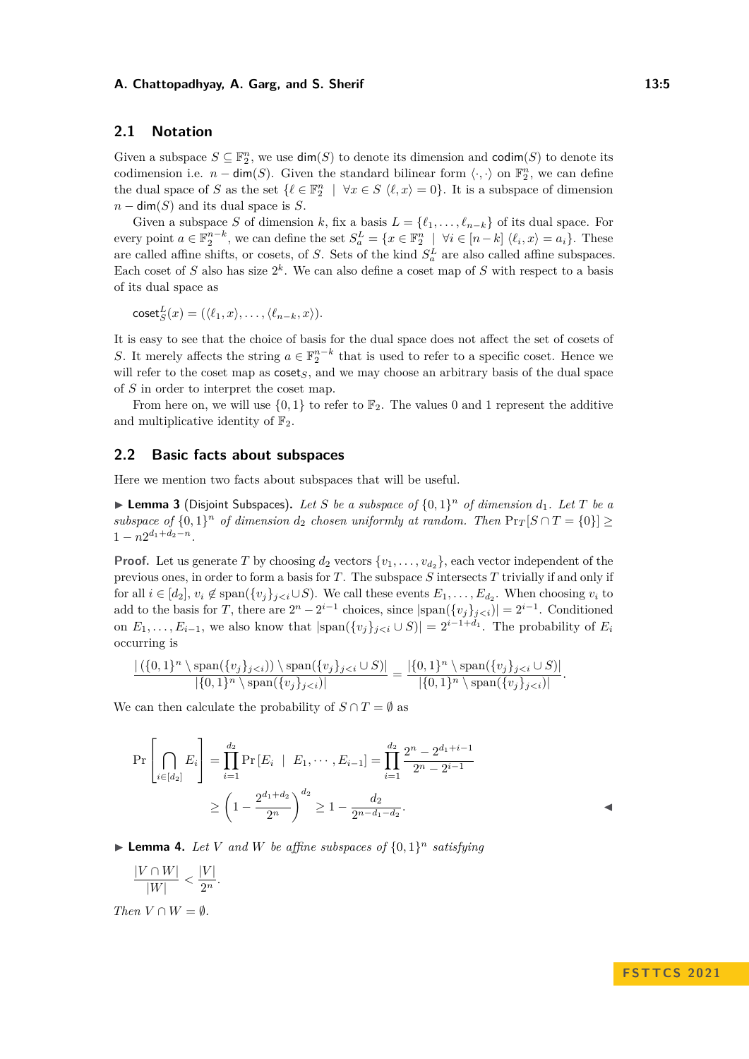## 2.1 Notation

Given a subspace $S \subseteq \mathbb{F}_2^n$, we use $\mathsf{dim}(S)$ to denote its dimension and $\mathsf{codim}(S)$ to denote its codimension i.e. $n - \mathsf{dim}(S)$. Given the standard bilinear form $\langle \cdot, \cdot \rangle$ on $\mathbb{F}_2^n$, we can define the dual space of $S$ as the set $\{\ell \in \mathbb{F}_2^n \mid \forall x \in S \ \langle \ell, x \rangle = 0\}$. It is a subspace of dimension $n - \mathsf{dim}(S)$ and its dual space is $S$.

Given a subspace $S$ of dimension $k$, fix a basis $L = \{\ell_1, \ldots, \ell_{n-k}\}$ of its dual space. For every point $a \in \mathbb{F}_2^{n-k}$, we can define the set $S_a^L = \{x \in \mathbb{F}_2^n \mid \forall i \in [n-k] \ \langle \ell_i, x \rangle = a_i\}$. These are called affine shifts, or cosets, of $S$. Sets of the kind $S_a^L$ are also called affine subspaces. Each coset of $S$ also has size $2^k$. We can also define a coset map of $S$ with respect to a basis of its dual space as

$$\mathsf{coset}_S^L(x) = (\langle \ell_1, x \rangle, \ldots, \langle \ell_{n-k}, x \rangle).$$

It is easy to see that the choice of basis for the dual space does not affect the set of cosets of $S$. It merely affects the string $a \in \mathbb{F}_2^{n-k}$ that is used to refer to a specific coset. Hence we will refer to the coset map as $\mathsf{coset}_S$, and we may choose an arbitrary basis of the dual space of $S$ in order to interpret the coset map.

From here on, we will use $\{0, 1\}$ to refer to $\mathbb{F}_2$. The values 0 and 1 represent the additive and multiplicative identity of $\mathbb{F}_2$.

## 2.2 Basic facts about subspaces

Here we mention two facts about subspaces that will be useful.

▶ **Lemma 3** (Disjoint Subspaces). *Let $S$ be a subspace of $\{0,1\}^n$ of dimension $d_1$. Let $T$ be a subspace of $\{0,1\}^n$ of dimension $d_2$ chosen uniformly at random. Then $\Pr_T[S \cap T = \{0\}] \geq 1 - n2^{d_1+d_2-n}$.*

**Proof.** Let us generate $T$ by choosing $d_2$ vectors $\{v_1, \ldots, v_{d_2}\}$, each vector independent of the previous ones, in order to form a basis for $T$. The subspace $S$ intersects $T$ trivially if and only if for all $i \in [d_2]$, $v_i \notin \text{span}(\{v_j\}_{j<i} \cup S)$. We call these events $E_1, \ldots, E_{d_2}$. When choosing $v_i$ to add to the basis for $T$, there are $2^n - 2^{i-1}$ choices, since $|\text{span}(\{v_j\}_{j<i})| = 2^{i-1}$. Conditioned on $E_1, \ldots, E_{i-1}$, we also know that $|\text{span}(\{v_j\}_{j<i} \cup S)| = 2^{i-1+d_1}$. The probability of $E_i$ occurring is

$$\frac{|(\{0,1\}^n \setminus \text{span}(\{v_j\}_{j<i})) \setminus \text{span}(\{v_j\}_{j<i} \cup S)|}{|\{0,1\}^n \setminus \text{span}(\{v_j\}_{j<i})|} = \frac{|\{0,1\}^n \setminus \text{span}(\{v_j\}_{j<i} \cup S)|}{|\{0,1\}^n \setminus \text{span}(\{v_j\}_{j<i})|}.$$

We can then calculate the probability of $S \cap T = \emptyset$ as

$$\Pr\left[\bigcap_{i \in [d_2]} E_i\right] = \prod_{i=1}^{d_2} \Pr[E_i \mid E_1, \cdots, E_{i-1}] = \prod_{i=1}^{d_2} \frac{2^n - 2^{d_1+i-1}}{2^n - 2^{i-1}}$$
$$\geq \left(1 - \frac{2^{d_1+d_2}}{2^n}\right)^{d_2} \geq 1 - \frac{d_2}{2^{n-d_1-d_2}}. \quad ◀$$

▶ **Lemma 4.** *Let $V$ and $W$ be affine subspaces of $\{0,1\}^n$ satisfying*

$$\frac{|V \cap W|}{|W|} < \frac{|V|}{2^n}.$$

*Then $V \cap W = \emptyset$.*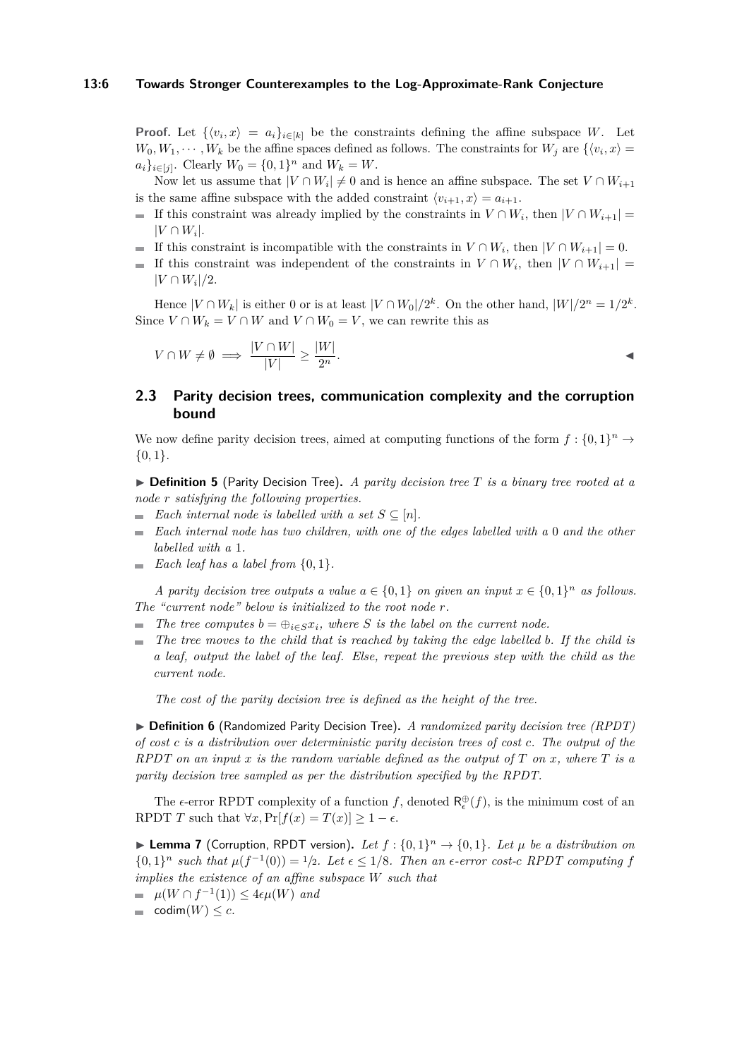**Proof.** Let $\{\langle v_i, x\rangle = a_i\}_{i\in[k]}$ be the constraints defining the affine subspace $W$. Let $W_0, W_1, \cdots, W_k$ be the affine spaces defined as follows. The constraints for $W_j$ are $\{\langle v_i, x\rangle = a_i\}_{i\in[j]}$. Clearly $W_0 = \{0,1\}^n$ and $W_k = W$.

Now let us assume that $|V \cap W_i| \neq 0$ and is hence an affine subspace. The set $V \cap W_{i+1}$ is the same affine subspace with the added constraint $\langle v_{i+1}, x\rangle = a_{i+1}$.

- If this constraint was already implied by the constraints in $V \cap W_i$, then $|V \cap W_{i+1}| = |V \cap W_i|$.
- If this constraint is incompatible with the constraints in $V \cap W_i$, then $|V \cap W_{i+1}| = 0$.
- If this constraint was independent of the constraints in $V \cap W_i$, then $|V \cap W_{i+1}| = |V \cap W_i|/2$.

Hence $|V \cap W_k|$ is either 0 or is at least $|V \cap W_0|/2^k$. On the other hand, $|W|/2^n = 1/2^k$. Since $V \cap W_k = V \cap W$ and $V \cap W_0 = V$, we can rewrite this as

$$V \cap W \neq \emptyset \implies \frac{|V \cap W|}{|V|} \geq \frac{|W|}{2^n}.$$

◀

## 2.3 Parity decision trees, communication complexity and the corruption bound

We now define parity decision trees, aimed at computing functions of the form $f : \{0,1\}^n \to \{0,1\}$.

▶ **Definition 5** (Parity Decision Tree). *A parity decision tree $T$ is a binary tree rooted at a node $r$ satisfying the following properties.*

- *Each internal node is labelled with a set $S \subseteq [n]$.*
- *Each internal node has two children, with one of the edges labelled with a 0 and the other labelled with a 1.*
- *Each leaf has a label from $\{0,1\}$.*

*A parity decision tree outputs a value $a \in \{0,1\}$ on given an input $x \in \{0,1\}^n$ as follows. The "current node" below is initialized to the root node $r$.*

- *The tree computes $b = \oplus_{i\in S} x_i$, where $S$ is the label on the current node.*
- *The tree moves to the child that is reached by taking the edge labelled $b$. If the child is a leaf, output the label of the leaf. Else, repeat the previous step with the child as the current node.*

*The cost of the parity decision tree is defined as the height of the tree.*

▶ **Definition 6** (Randomized Parity Decision Tree). *A randomized parity decision tree (RPDT) of cost $c$ is a distribution over deterministic parity decision trees of cost $c$. The output of the RPDT on an input $x$ is the random variable defined as the output of $T$ on $x$, where $T$ is a parity decision tree sampled as per the distribution specified by the RPDT.*

The $\epsilon$-error RPDT complexity of a function $f$, denoted $\mathsf{R}^{\oplus}_{\epsilon}(f)$, is the minimum cost of an RPDT $T$ such that $\forall x, \Pr[f(x) = T(x)] \geq 1 - \epsilon$.

▶ **Lemma 7** (Corruption, RPDT version). *Let $f : \{0,1\}^n \to \{0,1\}$. Let $\mu$ be a distribution on $\{0,1\}^n$ such that $\mu(f^{-1}(0)) = 1/2$. Let $\epsilon \leq 1/8$. Then an $\epsilon$-error cost-$c$ RPDT computing $f$ implies the existence of an affine subspace $W$ such that*

- *$\mu(W \cap f^{-1}(1)) \leq 4\epsilon\mu(W)$ and*
- *$\mathsf{codim}(W) \leq c$.*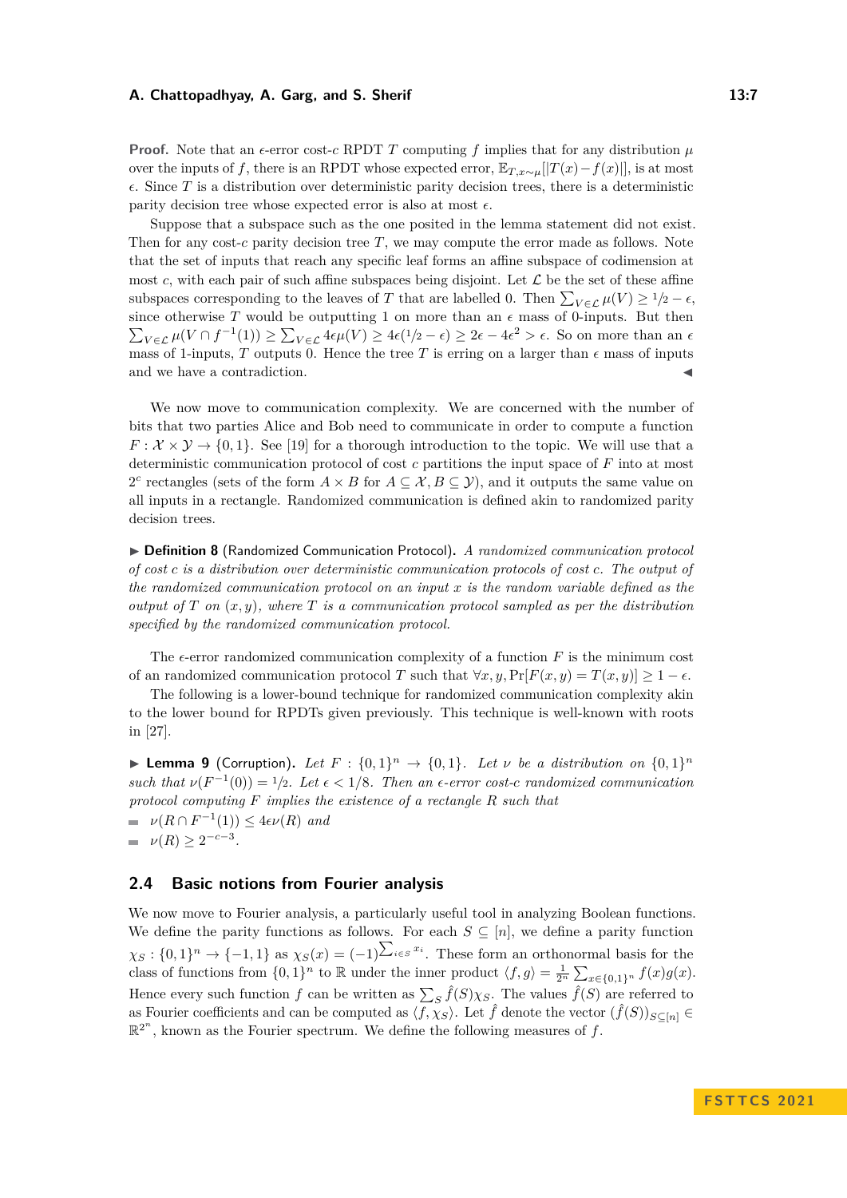**Proof.** Note that an $\epsilon$-error cost-$c$ RPDT $T$ computing $f$ implies that for any distribution $\mu$ over the inputs of $f$, there is an RPDT whose expected error, $\mathbb{E}_{T,x\sim\mu}[|T(x)-f(x)|]$, is at most $\epsilon$. Since $T$ is a distribution over deterministic parity decision trees, there is a deterministic parity decision tree whose expected error is also at most $\epsilon$.

Suppose that a subspace such as the one posited in the lemma statement did not exist. Then for any cost-$c$ parity decision tree $T$, we may compute the error made as follows. Note that the set of inputs that reach any specific leaf forms an affine subspace of codimension at most $c$, with each pair of such affine subspaces being disjoint. Let $\mathcal{L}$ be the set of these affine subspaces corresponding to the leaves of $T$ that are labelled 0. Then $\sum_{V\in\mathcal{L}}\mu(V)\geq 1/2-\epsilon$, since otherwise $T$ would be outputting 1 on more than an $\epsilon$ mass of 0-inputs. But then $\sum_{V\in\mathcal{L}}\mu(V\cap f^{-1}(1))\geq\sum_{V\in\mathcal{L}}4\epsilon\mu(V)\geq 4\epsilon(1/2-\epsilon)\geq 2\epsilon-4\epsilon^2>\epsilon$. So on more than an $\epsilon$ mass of 1-inputs, $T$ outputs 0. Hence the tree $T$ is erring on a larger than $\epsilon$ mass of inputs and we have a contradiction. ◀

We now move to communication complexity. We are concerned with the number of bits that two parties Alice and Bob need to communicate in order to compute a function $F:\mathcal{X}\times\mathcal{Y}\to\{0,1\}$. See [19] for a thorough introduction to the topic. We will use that a deterministic communication protocol of cost $c$ partitions the input space of $F$ into at most $2^c$ rectangles (sets of the form $A\times B$ for $A\subseteq\mathcal{X}, B\subseteq\mathcal{Y}$), and it outputs the same value on all inputs in a rectangle. Randomized communication is defined akin to randomized parity decision trees.

▶ **Definition 8** (Randomized Communication Protocol). *A randomized communication protocol of cost $c$ is a distribution over deterministic communication protocols of cost $c$. The output of the randomized communication protocol on an input $x$ is the random variable defined as the output of $T$ on $(x,y)$, where $T$ is a communication protocol sampled as per the distribution specified by the randomized communication protocol.*

The $\epsilon$-error randomized communication complexity of a function $F$ is the minimum cost of an randomized communication protocol $T$ such that $\forall x,y, \Pr[F(x,y)=T(x,y)]\geq 1-\epsilon$.

The following is a lower-bound technique for randomized communication complexity akin to the lower bound for RPDTs given previously. This technique is well-known with roots in [27].

▶ **Lemma 9** (Corruption). *Let $F:\{0,1\}^n\to\{0,1\}$. Let $\nu$ be a distribution on $\{0,1\}^n$ such that $\nu(F^{-1}(0))=1/2$. Let $\epsilon<1/8$. Then an $\epsilon$-error cost-$c$ randomized communication protocol computing $F$ implies the existence of a rectangle $R$ such that*

- $\nu(R\cap F^{-1}(1))\leq 4\epsilon\nu(R)$ *and*
- $\nu(R)\geq 2^{-c-3}$.

## 2.4 Basic notions from Fourier analysis

We now move to Fourier analysis, a particularly useful tool in analyzing Boolean functions. We define the parity functions as follows. For each $S\subseteq[n]$, we define a parity function $\chi_S:\{0,1\}^n\to\{-1,1\}$ as $\chi_S(x)=(-1)^{\sum_{i\in S}x_i}$. These form an orthonormal basis for the class of functions from $\{0,1\}^n$ to $\mathbb{R}$ under the inner product $\langle f,g\rangle=\frac{1}{2^n}\sum_{x\in\{0,1\}^n}f(x)g(x)$. Hence every such function $f$ can be written as $\sum_S\hat{f}(S)\chi_S$. The values $\hat{f}(S)$ are referred to as Fourier coefficients and can be computed as $\langle f,\chi_S\rangle$. Let $\hat{f}$ denote the vector $(\hat{f}(S))_{S\subseteq[n]}\in\mathbb{R}^{2^n}$, known as the Fourier spectrum. We define the following measures of $f$.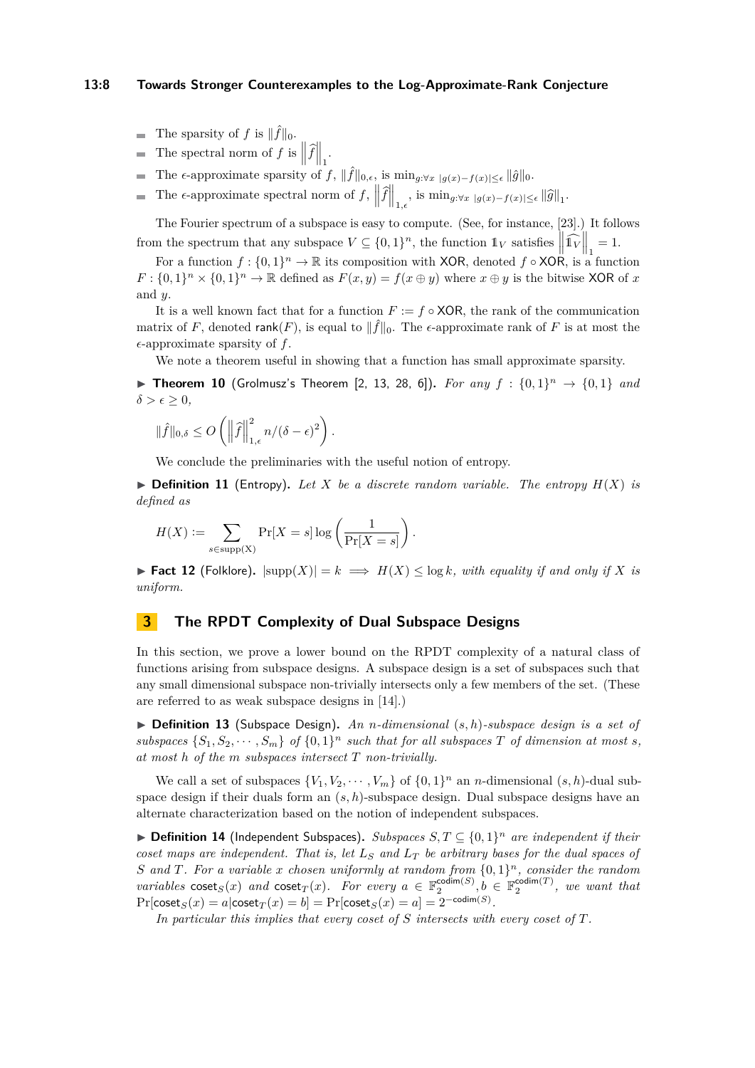- The sparsity of $f$ is $\|\hat{f}\|_0$.
- The spectral norm of $f$ is $\left\|\widehat{f}\right\|_1$.
- The $\epsilon$-approximate sparsity of $f$, $\|\hat{f}\|_{0,\epsilon}$, is $\min_{g:\forall x\ |g(x)-f(x)|\leq \epsilon} \|\hat{g}\|_0$.
- The $\epsilon$-approximate spectral norm of $f$, $\left\|\widehat{f}\right\|_{1,\epsilon}$, is $\min_{g:\forall x\ |g(x)-f(x)|\leq \epsilon} \|\widehat{g}\|_1$.

The Fourier spectrum of a subspace is easy to compute. (See, for instance, [23].) It follows from the spectrum that any subspace $V \subseteq \{0,1\}^n$, the function $\mathbb{1}_V$ satisfies $\left\|\widehat{\mathbb{1}_V}\right\|_1 = 1$.

For a function $f : \{0,1\}^n \to \mathbb{R}$ its composition with XOR, denoted $f \circ \mathsf{XOR}$, is a function $F : \{0,1\}^n \times \{0,1\}^n \to \mathbb{R}$ defined as $F(x,y) = f(x \oplus y)$ where $x \oplus y$ is the bitwise XOR of $x$ and $y$.

It is a well known fact that for a function $F := f \circ \mathsf{XOR}$, the rank of the communication matrix of $F$, denoted $\mathsf{rank}(F)$, is equal to $\|\hat{f}\|_0$. The $\epsilon$-approximate rank of $F$ is at most the $\epsilon$-approximate sparsity of $f$.

We note a theorem useful in showing that a function has small approximate sparsity.

▶ **Theorem 10** (Grolmusz's Theorem [2, 13, 28, 6]). *For any $f : \{0,1\}^n \to \{0,1\}$ and $\delta > \epsilon \geq 0$,*

$$\|\hat{f}\|_{0,\delta} \leq O\left(\left\|\widehat{f}\right\|_{1,\epsilon}^2 n/(\delta-\epsilon)^2\right).$$

We conclude the preliminaries with the useful notion of entropy.

▶ **Definition 11** (Entropy). *Let $X$ be a discrete random variable. The entropy $H(X)$ is defined as*

$$H(X) := \sum_{s\in \mathrm{supp(X)}} \Pr[X=s] \log\left(\frac{1}{\Pr[X=s]}\right).$$

▶ **Fact 12** (Folklore). $|\mathrm{supp}(X)| = k \implies H(X) \leq \log k$*, with equality if and only if $X$ is uniform.*

## 3 The RPDT Complexity of Dual Subspace Designs

In this section, we prove a lower bound on the RPDT complexity of a natural class of functions arising from subspace designs. A subspace design is a set of subspaces such that any small dimensional subspace non-trivially intersects only a few members of the set. (These are referred to as weak subspace designs in [14].)

▶ **Definition 13** (Subspace Design). *An $n$-dimensional $(s,h)$-subspace design is a set of subspaces $\{S_1, S_2, \cdots, S_m\}$ of $\{0,1\}^n$ such that for all subspaces $T$ of dimension at most $s$, at most $h$ of the $m$ subspaces intersect $T$ non-trivially.*

We call a set of subspaces $\{V_1, V_2, \cdots, V_m\}$ of $\{0,1\}^n$ an $n$-dimensional $(s,h)$-dual subspace design if their duals form an $(s,h)$-subspace design. Dual subspace designs have an alternate characterization based on the notion of independent subspaces.

▶ **Definition 14** (Independent Subspaces). *Subspaces $S, T \subseteq \{0,1\}^n$ are independent if their coset maps are independent. That is, let $L_S$ and $L_T$ be arbitrary bases for the dual spaces of $S$ and $T$. For a variable $x$ chosen uniformly at random from $\{0,1\}^n$, consider the random variables $\mathsf{coset}_S(x)$ and $\mathsf{coset}_T(x)$. For every $a \in \mathbb{F}_2^{\mathsf{codim}(S)}, b \in \mathbb{F}_2^{\mathsf{codim}(T)}$, we want that $\Pr[\mathsf{coset}_S(x) = a | \mathsf{coset}_T(x) = b] = \Pr[\mathsf{coset}_S(x) = a] = 2^{-\mathsf{codim}(S)}$.*

*In particular this implies that every coset of $S$ intersects with every coset of $T$.*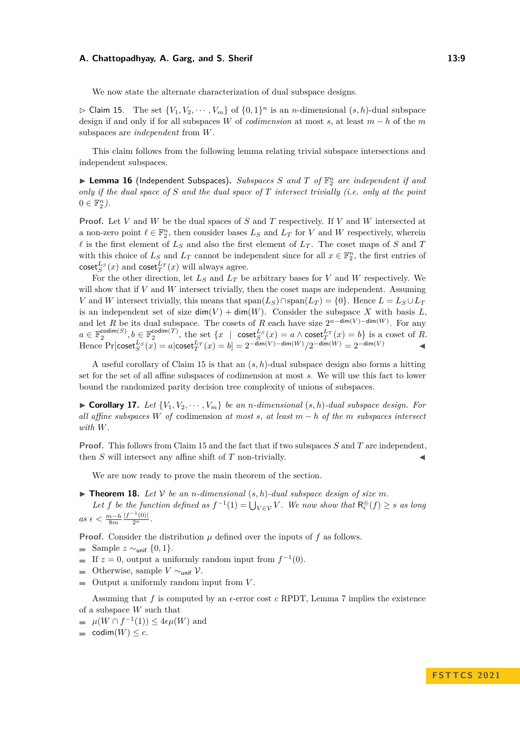We now state the alternate characterization of dual subspace designs.

▷ Claim 15. The set $\{V_1, V_2, \cdots, V_m\}$ of $\{0,1\}^n$ is an $n$-dimensional $(s,h)$-dual subspace design if and only if for all subspaces $W$ of *codimension* at most $s$, at least $m-h$ of the $m$ subspaces are *independent* from $W$.

This claim follows from the following lemma relating trivial subspace intersections and independent subspaces.

▶ **Lemma 16** (Independent Subspaces). *Subspaces $S$ and $T$ of $\mathbb{F}_2^n$ are independent if and only if the dual space of $S$ and the dual space of $T$ intersect trivially (i.e. only at the point $0 \in \mathbb{F}_2^n$).*

**Proof.** Let $V$ and $W$ be the dual spaces of $S$ and $T$ respectively. If $V$ and $W$ intersected at a non-zero point $\ell \in \mathbb{F}_2^n$, then consider bases $L_S$ and $L_T$ for $V$ and $W$ respectively, wherein $\ell$ is the first element of $L_S$ and also the first element of $L_T$. The coset maps of $S$ and $T$ with this choice of $L_S$ and $L_T$ cannot be independent since for all $x \in \mathbb{F}_2^n$, the first entries of $\mathsf{coset}_S^{L_S}(x)$ and $\mathsf{coset}_T^{L_T}(x)$ will always agree.

For the other direction, let $L_S$ and $L_T$ be arbitrary bases for $V$ and $W$ respectively. We will show that if $V$ and $W$ intersect trivially, then the coset maps are independent. Assuming $V$ and $W$ intersect trivially, this means that $\text{span}(L_S) \cap \text{span}(L_T) = \{0\}$. Hence $L = L_S \cup L_T$ is an independent set of size $\mathsf{dim}(V) + \mathsf{dim}(W)$. Consider the subspace $X$ with basis $L$, and let $R$ be its dual subspace. The cosets of $R$ each have size $2^{n-\mathsf{dim}(V)-\mathsf{dim}(W)}$. For any $a \in \mathbb{F}_2^{\mathsf{codim}(S)}, b \in \mathbb{F}_2^{\mathsf{codim}(T)}$, the set $\{x \mid \mathsf{coset}_S^{L_S}(x) = a \wedge \mathsf{coset}_T^{L_T}(x) = b\}$ is a coset of $R$. Hence $\Pr[\mathsf{coset}_S^{L_S}(x) = a | \mathsf{coset}_T^{L_T}(x) = b] = 2^{-\mathsf{dim}(V)-\mathsf{dim}(W)}/2^{-\mathsf{dim}(W)} = 2^{-\mathsf{dim}(V)}$ ◀

A useful corollary of Claim 15 is that an $(s,h)$-dual subspace design also forms a hitting set for the set of all affine subspaces of codimension at most $s$. We will use this fact to lower bound the randomized parity decision tree complexity of unions of subspaces.

▶ **Corollary 17.** *Let $\{V_1, V_2, \cdots, V_m\}$ be an $n$-dimensional $(s,h)$-dual subspace design. For all affine subspaces $W$ of* codimension *at most $s$, at least $m-h$ of the $m$ subspaces intersect with $W$.*

**Proof.** This follows from Claim 15 and the fact that if two subspaces $S$ and $T$ are independent, then $S$ will intersect any affine shift of $T$ non-trivially. ◀

We are now ready to prove the main theorem of the section.

▶ **Theorem 18.** *Let $\mathcal{V}$ be an $n$-dimensional $(s,h)$-dual subspace design of size $m$.*
*Let $f$ be the function defined as $f^{-1}(1) = \bigcup_{V \in \mathcal{V}} V$. We now show that $\mathsf{R}_\epsilon^\oplus(f) \geq s$ as long as $\epsilon < \frac{m-h}{8m} \frac{|f^{-1}(0)|}{2^n}$.*

**Proof.** Consider the distribution $\mu$ defined over the inputs of $f$ as follows.

- Sample $z \sim_{\mathsf{unif}} \{0,1\}$.
- If $z = 0$, output a uniformly random input from $f^{-1}(0)$.
- Otherwise, sample $V \sim_{\mathsf{unif}} \mathcal{V}$.
- Output a uniformly random input from $V$.

Assuming that $f$ is computed by an $\epsilon$-error cost $c$ RPDT, Lemma 7 implies the existence of a subspace $W$ such that

- $\mu(W \cap f^{-1}(1)) \leq 4\epsilon\mu(W)$ and
- $\mathsf{codim}(W) \leq c$.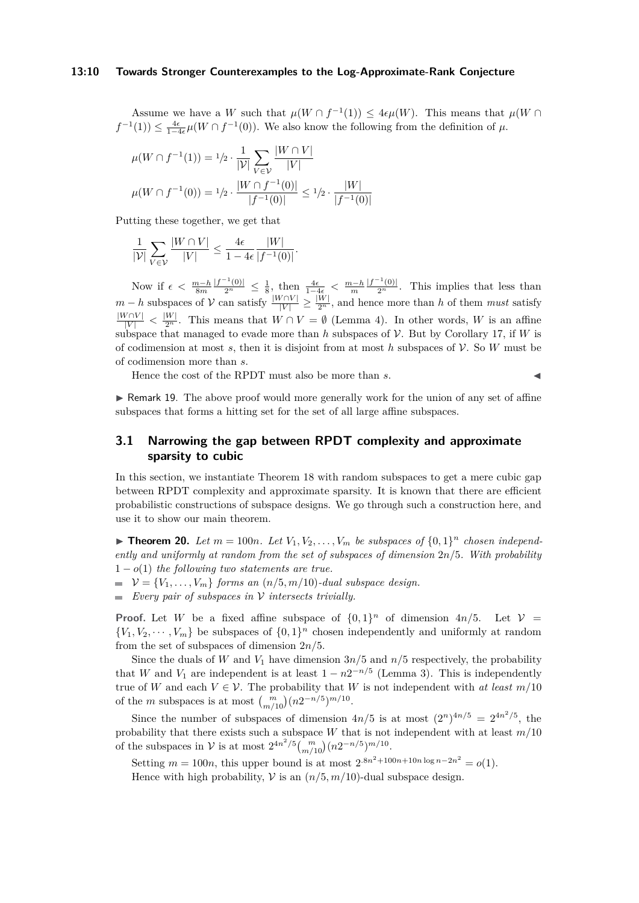Assume we have a $W$ such that $\mu(W \cap f^{-1}(1)) \leq 4\epsilon\mu(W)$. This means that $\mu(W \cap f^{-1}(1)) \leq \frac{4\epsilon}{1-4\epsilon}\mu(W \cap f^{-1}(0))$. We also know the following from the definition of $\mu$.

$$\mu(W \cap f^{-1}(1)) = {}^1\!/\!_2 \cdot \frac{1}{|\mathcal{V}|}\sum_{V\in\mathcal{V}} \frac{|W \cap V|}{|V|}$$

$$\mu(W \cap f^{-1}(0)) = {}^1\!/\!_2 \cdot \frac{|W \cap f^{-1}(0)|}{|f^{-1}(0)|} \leq {}^1\!/\!_2 \cdot \frac{|W|}{|f^{-1}(0)|}$$

Putting these together, we get that

$$\frac{1}{|\mathcal{V}|}\sum_{V\in\mathcal{V}} \frac{|W \cap V|}{|V|} \leq \frac{4\epsilon}{1-4\epsilon}\frac{|W|}{|f^{-1}(0)|}.$$

Now if $\epsilon < \frac{m-h}{8m}\frac{|f^{-1}(0)|}{2^n} \leq \frac{1}{8}$, then $\frac{4\epsilon}{1-4\epsilon} < \frac{m-h}{m}\frac{|f^{-1}(0)|}{2^n}$. This implies that less than $m-h$ subspaces of $\mathcal{V}$ can satisfy $\frac{|W\cap V|}{|V|} \geq \frac{|W|}{2^n}$, and hence more than $h$ of them *must* satisfy $\frac{|W\cap V|}{|V|} < \frac{|W|}{2^n}$. This means that $W \cap V = \emptyset$ (Lemma 4). In other words, $W$ is an affine subspace that managed to evade more than $h$ subspaces of $\mathcal{V}$. But by Corollary 17, if $W$ is of codimension at most $s$, then it is disjoint from at most $h$ subspaces of $\mathcal{V}$. So $W$ must be of codimension more than $s$.

Hence the cost of the RPDT must also be more than $s$. ◀

▶ Remark 19. The above proof would more generally work for the union of any set of affine subspaces that forms a hitting set for the set of all large affine subspaces.

## 3.1 Narrowing the gap between RPDT complexity and approximate sparsity to cubic

In this section, we instantiate Theorem 18 with random subspaces to get a mere cubic gap between RPDT complexity and approximate sparsity. It is known that there are efficient probabilistic constructions of subspace designs. We go through such a construction here, and use it to show our main theorem.

▶ **Theorem 20.** *Let $m = 100n$. Let $V_1, V_2, \ldots, V_m$ be subspaces of $\{0,1\}^n$ chosen independently and uniformly at random from the set of subspaces of dimension $2n/5$. With probability $1 - o(1)$ the following two statements are true.*

- *$\mathcal{V} = \{V_1, \ldots, V_m\}$ forms an $(n/5, m/10)$-dual subspace design.*
- *Every pair of subspaces in $\mathcal{V}$ intersects trivially.*

**Proof.** Let $W$ be a fixed affine subspace of $\{0,1\}^n$ of dimension $4n/5$. Let $\mathcal{V} = \{V_1, V_2, \cdots, V_m\}$ be subspaces of $\{0,1\}^n$ chosen independently and uniformly at random from the set of subspaces of dimension $2n/5$.

Since the duals of $W$ and $V_1$ have dimension $3n/5$ and $n/5$ respectively, the probability that $W$ and $V_1$ are independent is at least $1 - n2^{-n/5}$ (Lemma 3). This is independently true of $W$ and each $V \in \mathcal{V}$. The probability that $W$ is not independent with *at least* $m/10$ of the $m$ subspaces is at most $\binom{m}{m/10}(n2^{-n/5})^{m/10}$.

Since the number of subspaces of dimension $4n/5$ is at most $(2^n)^{4n/5} = 2^{4n^2/5}$, the probability that there exists such a subspace $W$ that is not independent with at least $m/10$ of the subspaces in $\mathcal{V}$ is at most $2^{4n^2/5}\binom{m}{m/10}(n2^{-n/5})^{m/10}$.

Setting $m = 100n$, this upper bound is at most $2^{.8n^2+100n+10n\log n-2n^2} = o(1)$.

Hence with high probability, $\mathcal{V}$ is an $(n/5, m/10)$-dual subspace design.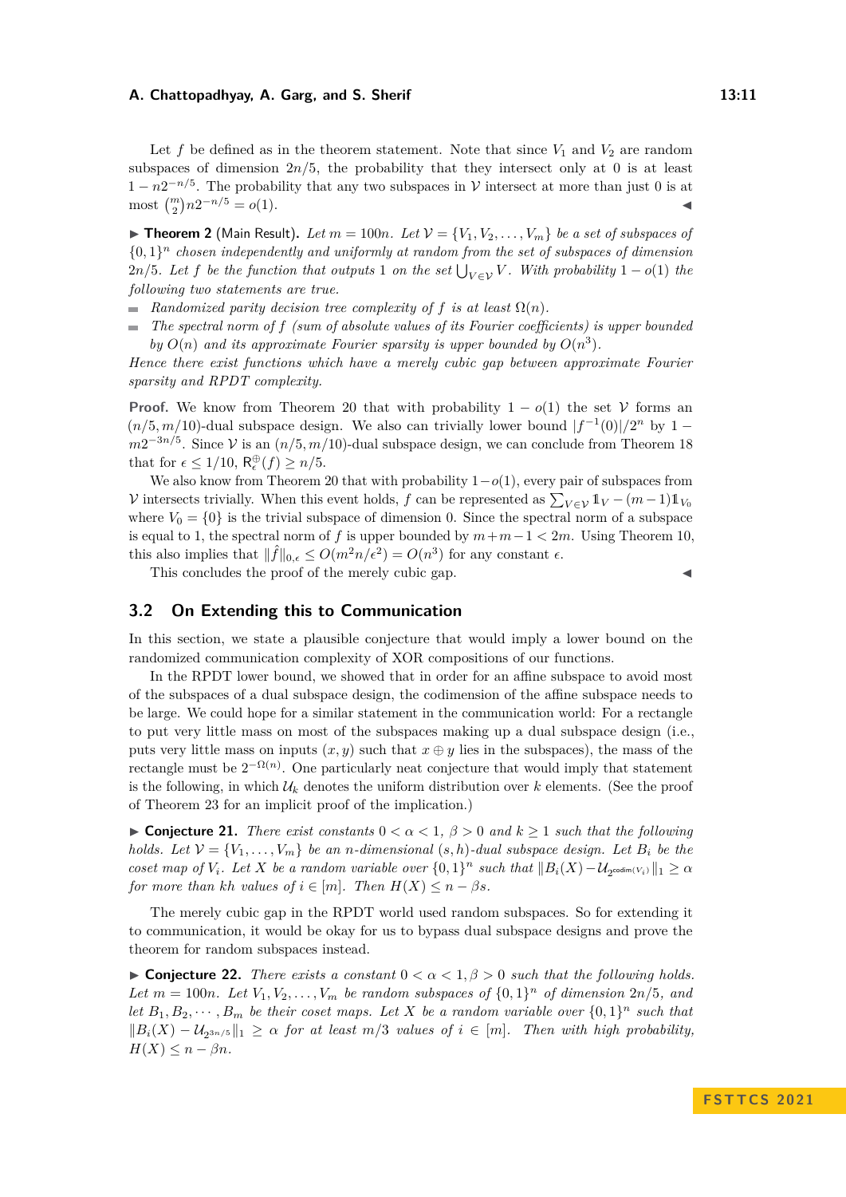Let $f$ be defined as in the theorem statement. Note that since $V_1$ and $V_2$ are random subspaces of dimension $2n/5$, the probability that they intersect only at 0 is at least $1 - n2^{-n/5}$. The probability that any two subspaces in $\mathcal{V}$ intersect at more than just 0 is at most $\binom{m}{2} n 2^{-n/5} = o(1)$. ◀

▶ **Theorem 2** (Main Result). *Let $m = 100n$. Let $\mathcal{V} = \{V_1, V_2, \dots, V_m\}$ be a set of subspaces of $\{0,1\}^n$ chosen independently and uniformly at random from the set of subspaces of dimension $2n/5$. Let $f$ be the function that outputs 1 on the set $\bigcup_{V \in \mathcal{V}} V$. With probability $1 - o(1)$ the following two statements are true.*

- *Randomized parity decision tree complexity of $f$ is at least $\Omega(n)$.*
- *The spectral norm of $f$ (sum of absolute values of its Fourier coefficients) is upper bounded by $O(n)$ and its approximate Fourier sparsity is upper bounded by $O(n^3)$.*

*Hence there exist functions which have a merely cubic gap between approximate Fourier sparsity and RPDT complexity.*

**Proof.** We know from Theorem 20 that with probability $1 - o(1)$ the set $\mathcal{V}$ forms an $(n/5, m/10)$-dual subspace design. We also can trivially lower bound $|f^{-1}(0)|/2^n$ by $1 - m2^{-3n/5}$. Since $\mathcal{V}$ is an $(n/5, m/10)$-dual subspace design, we can conclude from Theorem 18 that for $\epsilon \leq 1/10$, $\mathsf{R}^{\oplus}_{\epsilon}(f) \geq n/5$.

We also know from Theorem 20 that with probability $1 - o(1)$, every pair of subspaces from $\mathcal{V}$ intersects trivially. When this event holds, $f$ can be represented as $\sum_{V \in \mathcal{V}} \mathbb{1}_V - (m-1)\mathbb{1}_{V_0}$ where $V_0 = \{0\}$ is the trivial subspace of dimension 0. Since the spectral norm of a subspace is equal to 1, the spectral norm of $f$ is upper bounded by $m + m - 1 < 2m$. Using Theorem 10, this also implies that $\|\hat{f}\|_{0,\epsilon} \leq O(m^2 n/\epsilon^2) = O(n^3)$ for any constant $\epsilon$.

This concludes the proof of the merely cubic gap. ◀

## 3.2 On Extending this to Communication

In this section, we state a plausible conjecture that would imply a lower bound on the randomized communication complexity of XOR compositions of our functions.

In the RPDT lower bound, we showed that in order for an affine subspace to avoid most of the subspaces of a dual subspace design, the codimension of the affine subspace needs to be large. We could hope for a similar statement in the communication world: For a rectangle to put very little mass on most of the subspaces making up a dual subspace design (i.e., puts very little mass on inputs $(x, y)$ such that $x \oplus y$ lies in the subspaces), the mass of the rectangle must be $2^{-\Omega(n)}$. One particularly neat conjecture that would imply that statement is the following, in which $\mathcal{U}_k$ denotes the uniform distribution over $k$ elements. (See the proof of Theorem 23 for an implicit proof of the implication.)

▶ **Conjecture 21.** *There exist constants $0 < \alpha < 1$, $\beta > 0$ and $k \geq 1$ such that the following holds. Let $\mathcal{V} = \{V_1, \dots, V_m\}$ be an $n$-dimensional $(s, h)$-dual subspace design. Let $B_i$ be the coset map of $V_i$. Let $X$ be a random variable over $\{0,1\}^n$ such that $\|B_i(X) - \mathcal{U}_{2^{\mathsf{codim}(V_i)}}\|_1 \geq \alpha$ for more than $kh$ values of $i \in [m]$. Then $H(X) \leq n - \beta s$.*

The merely cubic gap in the RPDT world used random subspaces. So for extending it to communication, it would be okay for us to bypass dual subspace designs and prove the theorem for random subspaces instead.

▶ **Conjecture 22.** *There exists a constant $0 < \alpha < 1, \beta > 0$ such that the following holds. Let $m = 100n$. Let $V_1, V_2, \dots, V_m$ be random subspaces of $\{0,1\}^n$ of dimension $2n/5$, and let $B_1, B_2, \cdots, B_m$ be their coset maps. Let $X$ be a random variable over $\{0,1\}^n$ such that $\|B_i(X) - \mathcal{U}_{2^{3n/5}}\|_1 \geq \alpha$ for at least $m/3$ values of $i \in [m]$. Then with high probability, $H(X) \leq n - \beta n$.*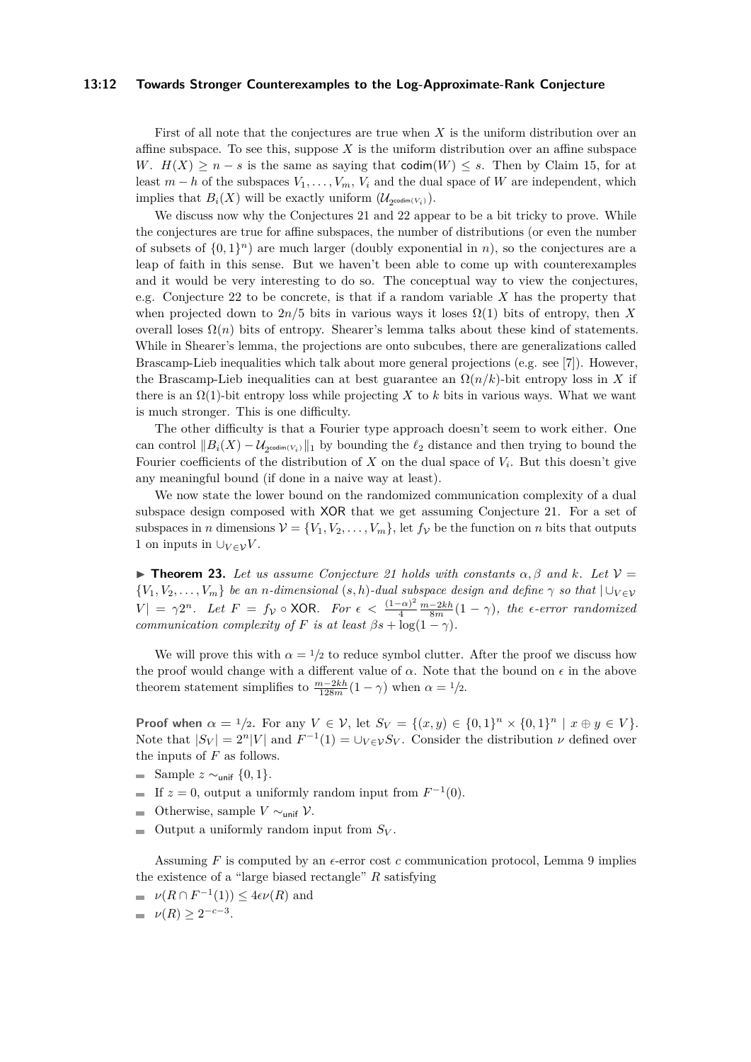First of all note that the conjectures are true when $X$ is the uniform distribution over an affine subspace. To see this, suppose $X$ is the uniform distribution over an affine subspace $W$. $H(X) \geq n - s$ is the same as saying that $\mathsf{codim}(W) \leq s$. Then by Claim 15, for at least $m - h$ of the subspaces $V_1, \ldots, V_m$, $V_i$ and the dual space of $W$ are independent, which implies that $B_i(X)$ will be exactly uniform ($\mathcal{U}_{2^{\mathsf{codim}(V_i)}}$).

We discuss now why the Conjectures 21 and 22 appear to be a bit tricky to prove. While the conjectures are true for affine subspaces, the number of distributions (or even the number of subsets of $\{0,1\}^n$) are much larger (doubly exponential in $n$), so the conjectures are a leap of faith in this sense. But we haven't been able to come up with counterexamples and it would be very interesting to do so. The conceptual way to view the conjectures, e.g. Conjecture 22 to be concrete, is that if a random variable $X$ has the property that when projected down to $2n/5$ bits in various ways it loses $\Omega(1)$ bits of entropy, then $X$ overall loses $\Omega(n)$ bits of entropy. Shearer's lemma talks about these kind of statements. While in Shearer's lemma, the projections are onto subcubes, there are generalizations called Brascamp-Lieb inequalities which talk about more general projections (e.g. see [7]). However, the Brascamp-Lieb inequalities can at best guarantee an $\Omega(n/k)$-bit entropy loss in $X$ if there is an $\Omega(1)$-bit entropy loss while projecting $X$ to $k$ bits in various ways. What we want is much stronger. This is one difficulty.

The other difficulty is that a Fourier type approach doesn't seem to work either. One can control $\|B_i(X) - \mathcal{U}_{2^{\mathsf{codim}(V_i)}}\|_1$ by bounding the $\ell_2$ distance and then trying to bound the Fourier coefficients of the distribution of $X$ on the dual space of $V_i$. But this doesn't give any meaningful bound (if done in a naive way at least).

We now state the lower bound on the randomized communication complexity of a dual subspace design composed with XOR that we get assuming Conjecture 21. For a set of subspaces in $n$ dimensions $\mathcal{V} = \{V_1, V_2, \ldots, V_m\}$, let $f_{\mathcal{V}}$ be the function on $n$ bits that outputs 1 on inputs in $\cup_{V \in \mathcal{V}} V$.

▶ **Theorem 23.** *Let us assume Conjecture 21 holds with constants $\alpha, \beta$ and $k$. Let $\mathcal{V} = \{V_1, V_2, \ldots, V_m\}$ be an $n$-dimensional $(s,h)$-dual subspace design and define $\gamma$ so that $|\cup_{V \in \mathcal{V}} V| = \gamma 2^n$. Let $F = f_{\mathcal{V}} \circ \mathsf{XOR}$. For $\epsilon < \frac{(1-\alpha)^2}{4} \frac{m-2kh}{8m}(1-\gamma)$, the $\epsilon$-error randomized communication complexity of $F$ is at least $\beta s + \log(1-\gamma)$.*

We will prove this with $\alpha = 1/2$ to reduce symbol clutter. After the proof we discuss how the proof would change with a different value of $\alpha$. Note that the bound on $\epsilon$ in the above theorem statement simplifies to $\frac{m-2kh}{128m}(1-\gamma)$ when $\alpha = 1/2$.

**Proof when $\alpha = 1/2$.** For any $V \in \mathcal{V}$, let $S_V = \{(x,y) \in \{0,1\}^n \times \{0,1\}^n \mid x \oplus y \in V\}$. Note that $|S_V| = 2^n|V|$ and $F^{-1}(1) = \cup_{V \in \mathcal{V}} S_V$. Consider the distribution $\nu$ defined over the inputs of $F$ as follows.

- Sample $z \sim_{\mathsf{unif}} \{0,1\}$.
- If $z = 0$, output a uniformly random input from $F^{-1}(0)$.
- Otherwise, sample $V \sim_{\mathsf{unif}} \mathcal{V}$.
- Output a uniformly random input from $S_V$.

Assuming $F$ is computed by an $\epsilon$-error cost $c$ communication protocol, Lemma 9 implies the existence of a "large biased rectangle" $R$ satisfying

- $\nu(R \cap F^{-1}(1)) \leq 4\epsilon\nu(R)$ and
- $\nu(R) \geq 2^{-c-3}$.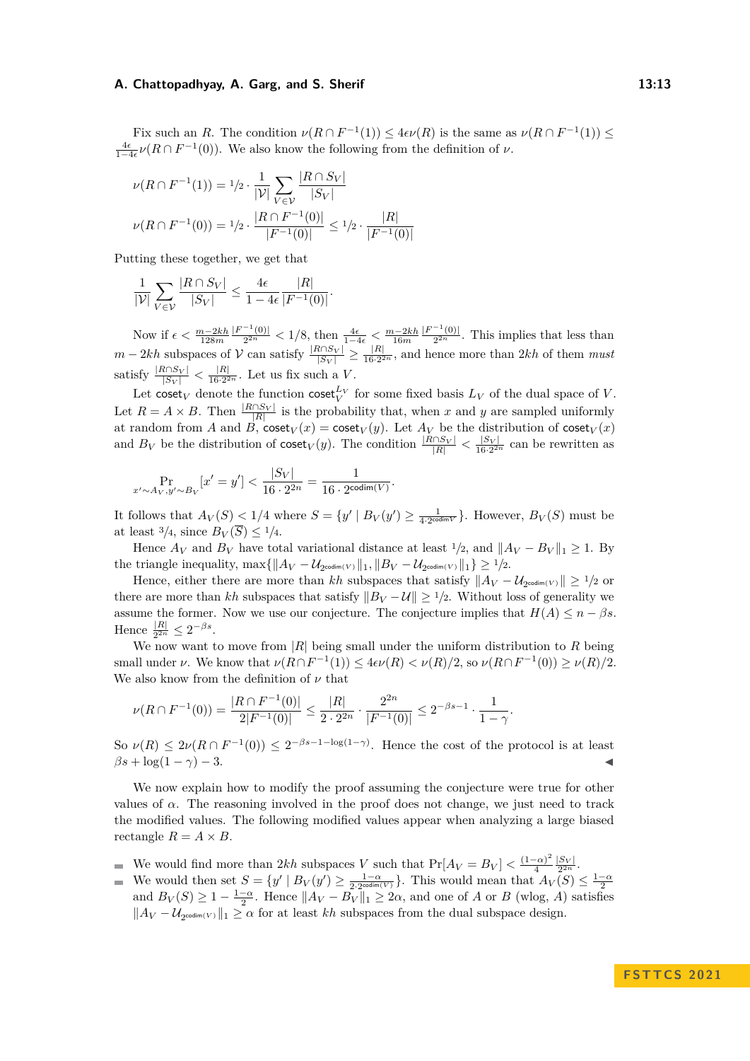Fix such an $R$. The condition $\nu(R \cap F^{-1}(1)) \leq 4\epsilon\nu(R)$ is the same as $\nu(R \cap F^{-1}(1)) \leq \frac{4\epsilon}{1-4\epsilon}\nu(R \cap F^{-1}(0))$. We also know the following from the definition of $\nu$.

$$\nu(R \cap F^{-1}(1)) = 1/2 \cdot \frac{1}{|\mathcal{V}|} \sum_{V \in \mathcal{V}} \frac{|R \cap S_V|}{|S_V|}$$

$$\nu(R \cap F^{-1}(0)) = 1/2 \cdot \frac{|R \cap F^{-1}(0)|}{|F^{-1}(0)|} \leq 1/2 \cdot \frac{|R|}{|F^{-1}(0)|}$$

Putting these together, we get that

$$\frac{1}{|\mathcal{V}|} \sum_{V \in \mathcal{V}} \frac{|R \cap S_V|}{|S_V|} \leq \frac{4\epsilon}{1-4\epsilon} \frac{|R|}{|F^{-1}(0)|}.$$

Now if $\epsilon < \frac{m-2kh}{128m} \frac{|F^{-1}(0)|}{2^{2n}} < 1/8$, then $\frac{4\epsilon}{1-4\epsilon} < \frac{m-2kh}{16m} \frac{|F^{-1}(0)|}{2^{2n}}$. This implies that less than $m - 2kh$ subspaces of $\mathcal{V}$ can satisfy $\frac{|R \cap S_V|}{|S_V|} \geq \frac{|R|}{16 \cdot 2^{2n}}$, and hence more than $2kh$ of them *must* satisfy $\frac{|R \cap S_V|}{|S_V|} < \frac{|R|}{16 \cdot 2^{2n}}$. Let us fix such a $V$.

Let $\mathsf{coset}_V$ denote the function $\mathsf{coset}_V^{L_V}$ for some fixed basis $L_V$ of the dual space of $V$. Let $R = A \times B$. Then $\frac{|R \cap S_V|}{|R|}$ is the probability that, when $x$ and $y$ are sampled uniformly at random from $A$ and $B$, $\mathsf{coset}_V(x) = \mathsf{coset}_V(y)$. Let $A_V$ be the distribution of $\mathsf{coset}_V(x)$ and $B_V$ be the distribution of $\mathsf{coset}_V(y)$. The condition $\frac{|R \cap S_V|}{|R|} < \frac{|S_V|}{16 \cdot 2^{2n}}$ can be rewritten as

$$\Pr_{x' \sim A_V, y' \sim B_V}[x' = y'] < \frac{|S_V|}{16 \cdot 2^{2n}} = \frac{1}{16 \cdot 2^{\mathsf{codim}(V)}}.$$

It follows that $A_V(S) < 1/4$ where $S = \{y' \mid B_V(y') \geq \frac{1}{4 \cdot 2^{\mathsf{codim} V}}\}$. However, $B_V(S)$ must be at least $3/4$, since $B_V(\overline{S}) \leq 1/4$.

Hence $A_V$ and $B_V$ have total variational distance at least $1/2$, and $\|A_V - B_V\|_1 \geq 1$. By the triangle inequality, $\max\{\|A_V - \mathcal{U}_{2^{\mathsf{codim}(V)}}\|_1, \|B_V - \mathcal{U}_{2^{\mathsf{codim}(V)}}\|_1\} \geq 1/2$.

Hence, either there are more than $kh$ subspaces that satisfy $\|A_V - \mathcal{U}_{2^{\mathsf{codim}(V)}}\| \geq 1/2$ or there are more than $kh$ subspaces that satisfy $\|B_V - \mathcal{U}\| \geq 1/2$. Without loss of generality we assume the former. Now we use our conjecture. The conjecture implies that $H(A) \leq n - \beta s$. Hence $\frac{|R|}{2^{2n}} \leq 2^{-\beta s}$.

We now want to move from $|R|$ being small under the uniform distribution to $R$ being small under $\nu$. We know that $\nu(R \cap F^{-1}(1)) \leq 4\epsilon\nu(R) < \nu(R)/2$, so $\nu(R \cap F^{-1}(0)) \geq \nu(R)/2$. We also know from the definition of $\nu$ that

$$\nu(R \cap F^{-1}(0)) = \frac{|R \cap F^{-1}(0)|}{2|F^{-1}(0)|} \leq \frac{|R|}{2 \cdot 2^{2n}} \cdot \frac{2^{2n}}{|F^{-1}(0)|} \leq 2^{-\beta s - 1} \cdot \frac{1}{1-\gamma}.$$

So $\nu(R) \leq 2\nu(R \cap F^{-1}(0)) \leq 2^{-\beta s - 1 - \log(1-\gamma)}$. Hence the cost of the protocol is at least $\beta s + \log(1-\gamma) - 3$. ◀

We now explain how to modify the proof assuming the conjecture were true for other values of $\alpha$. The reasoning involved in the proof does not change, we just need to track the modified values. The following modified values appear when analyzing a large biased rectangle $R = A \times B$.

- We would find more than $2kh$ subspaces $V$ such that $\Pr[A_V = B_V] < \frac{(1-\alpha)^2}{4} \frac{|S_V|}{2^{2n}}$.
- We would then set $S = \{y' \mid B_V(y') \geq \frac{1-\alpha}{2 \cdot 2^{\mathsf{codim}(V)}}\}$. This would mean that $A_V(S) \leq \frac{1-\alpha}{2}$ and $B_V(S) \geq 1 - \frac{1-\alpha}{2}$. Hence $\|A_V - B_V\|_1 \geq 2\alpha$, and one of $A$ or $B$ (wlog, $A$) satisfies $\|A_V - \mathcal{U}_{2^{\mathsf{codim}(V)}}\|_1 \geq \alpha$ for at least $kh$ subspaces from the dual subspace design.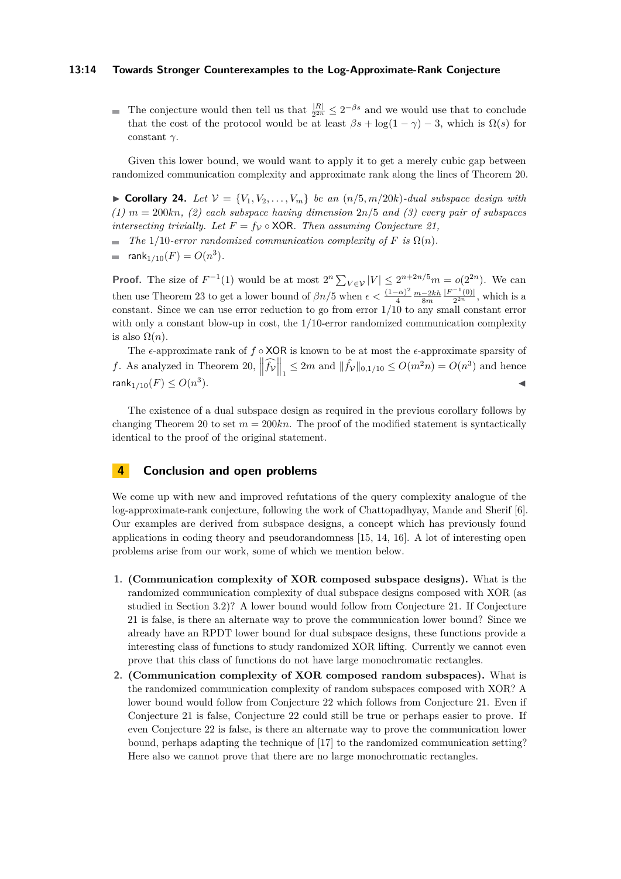- The conjecture would then tell us that $\frac{|R|}{2^{2n}} \leq 2^{-\beta s}$ and we would use that to conclude that the cost of the protocol would be at least $\beta s + \log(1-\gamma) - 3$, which is $\Omega(s)$ for constant $\gamma$.

Given this lower bound, we would want to apply it to get a merely cubic gap between randomized communication complexity and approximate rank along the lines of Theorem 20.

▶ **Corollary 24.** *Let $\mathcal{V} = \{V_1, V_2, \ldots, V_m\}$ be an $(n/5, m/20k)$-dual subspace design with (1) $m = 200kn$, (2) each subspace having dimension $2n/5$ and (3) every pair of subspaces intersecting trivially. Let $F = f_{\mathcal{V}} \circ \mathsf{XOR}$. Then assuming Conjecture 21,*

- *The 1/10-error randomized communication complexity of $F$ is $\Omega(n)$.*
- $\mathsf{rank}_{1/10}(F) = O(n^3)$.

**Proof.** The size of $F^{-1}(1)$ would be at most $2^n \sum_{V \in \mathcal{V}} |V| \leq 2^{n+2n/5} m = o(2^{2n})$. We can then use Theorem 23 to get a lower bound of $\beta n/5$ when $\epsilon < \frac{(1-\alpha)^2}{4} \frac{m-2kh}{8m} \frac{|F^{-1}(0)|}{2^{2n}}$, which is a constant. Since we can use error reduction to go from error 1/10 to any small constant error with only a constant blow-up in cost, the 1/10-error randomized communication complexity is also $\Omega(n)$.

The $\epsilon$-approximate rank of $f \circ \mathsf{XOR}$ is known to be at most the $\epsilon$-approximate sparsity of $f$. As analyzed in Theorem 20, $\left\|\widehat{f_{\mathcal{V}}}\right\|_1 \leq 2m$ and $\|\hat{f}_{\mathcal{V}}\|_{0,1/10} \leq O(m^2 n) = O(n^3)$ and hence $\mathsf{rank}_{1/10}(F) \leq O(n^3)$. ◀

The existence of a dual subspace design as required in the previous corollary follows by changing Theorem 20 to set $m = 200kn$. The proof of the modified statement is syntactically identical to the proof of the original statement.

## 4 Conclusion and open problems

We come up with new and improved refutations of the query complexity analogue of the log-approximate-rank conjecture, following the work of Chattopadhyay, Mande and Sherif [6]. Our examples are derived from subspace designs, a concept which has previously found applications in coding theory and pseudorandomness [15, 14, 16]. A lot of interesting open problems arise from our work, some of which we mention below.

1. **(Communication complexity of XOR composed subspace designs).** What is the randomized communication complexity of dual subspace designs composed with XOR (as studied in Section 3.2)? A lower bound would follow from Conjecture 21. If Conjecture 21 is false, is there an alternate way to prove the communication lower bound? Since we already have an RPDT lower bound for dual subspace designs, these functions provide a interesting class of functions to study randomized XOR lifting. Currently we cannot even prove that this class of functions do not have large monochromatic rectangles.
2. **(Communication complexity of XOR composed random subspaces).** What is the randomized communication complexity of random subspaces composed with XOR? A lower bound would follow from Conjecture 22 which follows from Conjecture 21. Even if Conjecture 21 is false, Conjecture 22 could still be true or perhaps easier to prove. If even Conjecture 22 is false, is there an alternate way to prove the communication lower bound, perhaps adapting the technique of [17] to the randomized communication setting? Here also we cannot prove that there are no large monochromatic rectangles.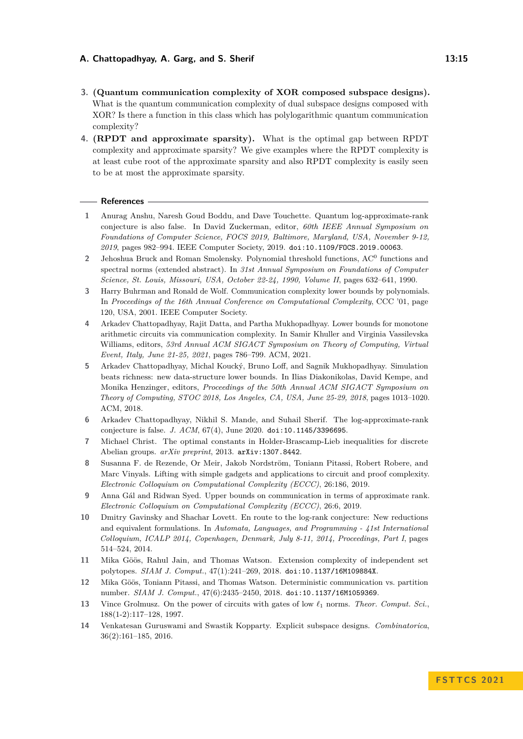3. **(Quantum communication complexity of XOR composed subspace designs).** What is the quantum communication complexity of dual subspace designs composed with XOR? Is there a function in this class which has polylogarithmic quantum communication complexity?
4. **(RPDT and approximate sparsity).** What is the optimal gap between RPDT complexity and approximate sparsity? We give examples where the RPDT complexity is at least cube root of the approximate sparsity and also RPDT complexity is easily seen to be at most the approximate sparsity.

## References

1. Anurag Anshu, Naresh Goud Boddu, and Dave Touchette. Quantum log-approximate-rank conjecture is also false. In David Zuckerman, editor, *60th IEEE Annual Symposium on Foundations of Computer Science, FOCS 2019, Baltimore, Maryland, USA, November 9-12, 2019*, pages 982–994. IEEE Computer Society, 2019. doi:10.1109/FOCS.2019.00063.
2. Jehoshua Bruck and Roman Smolensky. Polynomial threshold functions, $AC^0$ functions and spectral norms (extended abstract). In *31st Annual Symposium on Foundations of Computer Science, St. Louis, Missouri, USA, October 22-24, 1990, Volume II*, pages 632–641, 1990.
3. Harry Buhrman and Ronald de Wolf. Communication complexity lower bounds by polynomials. In *Proceedings of the 16th Annual Conference on Computational Complexity*, CCC '01, page 120, USA, 2001. IEEE Computer Society.
4. Arkadev Chattopadhyay, Rajit Datta, and Partha Mukhopadhyay. Lower bounds for monotone arithmetic circuits via communication complexity. In Samir Khuller and Virginia Vassilevska Williams, editors, *53rd Annual ACM SIGACT Symposium on Theory of Computing, Virtual Event, Italy, June 21-25, 2021*, pages 786–799. ACM, 2021.
5. Arkadev Chattopadhyay, Michal Koucký, Bruno Loff, and Sagnik Mukhopadhyay. Simulation beats richness: new data-structure lower bounds. In Ilias Diakonikolas, David Kempe, and Monika Henzinger, editors, *Proceedings of the 50th Annual ACM SIGACT Symposium on Theory of Computing, STOC 2018, Los Angeles, CA, USA, June 25-29, 2018*, pages 1013–1020. ACM, 2018.
6. Arkadev Chattopadhyay, Nikhil S. Mande, and Suhail Sherif. The log-approximate-rank conjecture is false. *J. ACM*, 67(4), June 2020. doi:10.1145/3396695.
7. Michael Christ. The optimal constants in Holder-Brascamp-Lieb inequalities for discrete Abelian groups. *arXiv preprint*, 2013. arXiv:1307.8442.
8. Susanna F. de Rezende, Or Meir, Jakob Nordström, Toniann Pitassi, Robert Robere, and Marc Vinyals. Lifting with simple gadgets and applications to circuit and proof complexity. *Electronic Colloquium on Computational Complexity (ECCC)*, 26:186, 2019.
9. Anna Gál and Ridwan Syed. Upper bounds on communication in terms of approximate rank. *Electronic Colloquium on Computational Complexity (ECCC)*, 26:6, 2019.
10. Dmitry Gavinsky and Shachar Lovett. En route to the log-rank conjecture: New reductions and equivalent formulations. In *Automata, Languages, and Programming - 41st International Colloquium, ICALP 2014, Copenhagen, Denmark, July 8-11, 2014, Proceedings, Part I*, pages 514–524, 2014.
11. Mika Göös, Rahul Jain, and Thomas Watson. Extension complexity of independent set polytopes. *SIAM J. Comput.*, 47(1):241–269, 2018. doi:10.1137/16M109884X.
12. Mika Göös, Toniann Pitassi, and Thomas Watson. Deterministic communication vs. partition number. *SIAM J. Comput.*, 47(6):2435–2450, 2018. doi:10.1137/16M1059369.
13. Vince Grolmusz. On the power of circuits with gates of low $\ell_1$ norms. *Theor. Comput. Sci.*, 188(1-2):117–128, 1997.
14. Venkatesan Guruswami and Swastik Kopparty. Explicit subspace designs. *Combinatorica*, 36(2):161–185, 2016.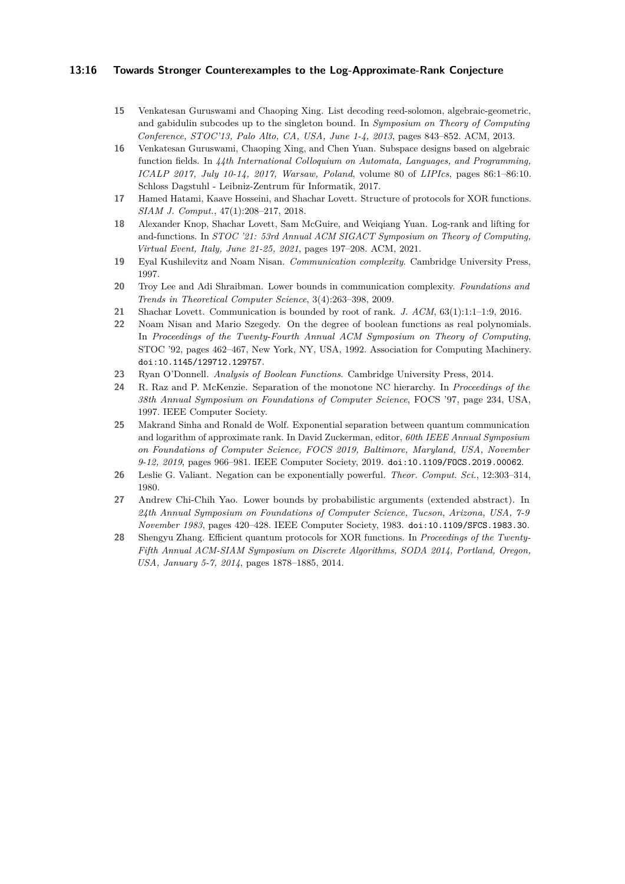15 Venkatesan Guruswami and Chaoping Xing. List decoding reed-solomon, algebraic-geometric, and gabidulin subcodes up to the singleton bound. In *Symposium on Theory of Computing Conference, STOC'13, Palo Alto, CA, USA, June 1-4, 2013*, pages 843–852. ACM, 2013.

16 Venkatesan Guruswami, Chaoping Xing, and Chen Yuan. Subspace designs based on algebraic function fields. In *44th International Colloquium on Automata, Languages, and Programming, ICALP 2017, July 10-14, 2017, Warsaw, Poland*, volume 80 of *LIPIcs*, pages 86:1–86:10. Schloss Dagstuhl - Leibniz-Zentrum für Informatik, 2017.

17 Hamed Hatami, Kaave Hosseini, and Shachar Lovett. Structure of protocols for XOR functions. *SIAM J. Comput.*, 47(1):208–217, 2018.

18 Alexander Knop, Shachar Lovett, Sam McGuire, and Weiqiang Yuan. Log-rank and lifting for and-functions. In *STOC '21: 53rd Annual ACM SIGACT Symposium on Theory of Computing, Virtual Event, Italy, June 21-25, 2021*, pages 197–208. ACM, 2021.

19 Eyal Kushilevitz and Noam Nisan. *Communication complexity*. Cambridge University Press, 1997.

20 Troy Lee and Adi Shraibman. Lower bounds in communication complexity. *Foundations and Trends in Theoretical Computer Science*, 3(4):263–398, 2009.

21 Shachar Lovett. Communication is bounded by root of rank. *J. ACM*, 63(1):1:1–1:9, 2016.

22 Noam Nisan and Mario Szegedy. On the degree of boolean functions as real polynomials. In *Proceedings of the Twenty-Fourth Annual ACM Symposium on Theory of Computing*, STOC '92, pages 462–467, New York, NY, USA, 1992. Association for Computing Machinery. doi:10.1145/129712.129757.

23 Ryan O'Donnell. *Analysis of Boolean Functions*. Cambridge University Press, 2014.

24 R. Raz and P. McKenzie. Separation of the monotone NC hierarchy. In *Proceedings of the 38th Annual Symposium on Foundations of Computer Science*, FOCS '97, page 234, USA, 1997. IEEE Computer Society.

25 Makrand Sinha and Ronald de Wolf. Exponential separation between quantum communication and logarithm of approximate rank. In David Zuckerman, editor, *60th IEEE Annual Symposium on Foundations of Computer Science, FOCS 2019, Baltimore, Maryland, USA, November 9-12, 2019*, pages 966–981. IEEE Computer Society, 2019. doi:10.1109/FOCS.2019.00062.

26 Leslie G. Valiant. Negation can be exponentially powerful. *Theor. Comput. Sci.*, 12:303–314, 1980.

27 Andrew Chi-Chih Yao. Lower bounds by probabilistic arguments (extended abstract). In *24th Annual Symposium on Foundations of Computer Science, Tucson, Arizona, USA, 7-9 November 1983*, pages 420–428. IEEE Computer Society, 1983. doi:10.1109/SFCS.1983.30.

28 Shengyu Zhang. Efficient quantum protocols for XOR functions. In *Proceedings of the Twenty-Fifth Annual ACM-SIAM Symposium on Discrete Algorithms, SODA 2014, Portland, Oregon, USA, January 5-7, 2014*, pages 1878–1885, 2014.